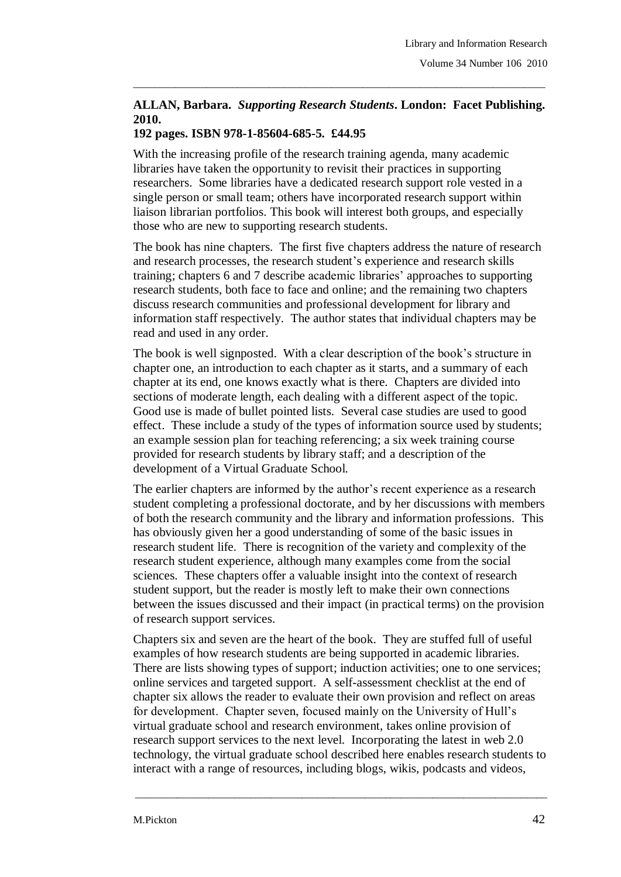**ALLAN, Barbara. *Supporting Research Students*. London: Facet Publishing. 2010.**
**192 pages. ISBN 978-1-85604-685-5. £44.95**

With the increasing profile of the research training agenda, many academic libraries have taken the opportunity to revisit their practices in supporting researchers. Some libraries have a dedicated research support role vested in a single person or small team; others have incorporated research support within liaison librarian portfolios. This book will interest both groups, and especially those who are new to supporting research students.

The book has nine chapters. The first five chapters address the nature of research and research processes, the research student's experience and research skills training; chapters 6 and 7 describe academic libraries' approaches to supporting research students, both face to face and online; and the remaining two chapters discuss research communities and professional development for library and information staff respectively. The author states that individual chapters may be read and used in any order.

The book is well signposted. With a clear description of the book's structure in chapter one, an introduction to each chapter as it starts, and a summary of each chapter at its end, one knows exactly what is there. Chapters are divided into sections of moderate length, each dealing with a different aspect of the topic. Good use is made of bullet pointed lists. Several case studies are used to good effect. These include a study of the types of information source used by students; an example session plan for teaching referencing; a six week training course provided for research students by library staff; and a description of the development of a Virtual Graduate School.

The earlier chapters are informed by the author's recent experience as a research student completing a professional doctorate, and by her discussions with members of both the research community and the library and information professions. This has obviously given her a good understanding of some of the basic issues in research student life. There is recognition of the variety and complexity of the research student experience, although many examples come from the social sciences. These chapters offer a valuable insight into the context of research student support, but the reader is mostly left to make their own connections between the issues discussed and their impact (in practical terms) on the provision of research support services.

Chapters six and seven are the heart of the book. They are stuffed full of useful examples of how research students are being supported in academic libraries. There are lists showing types of support; induction activities; one to one services; online services and targeted support. A self-assessment checklist at the end of chapter six allows the reader to evaluate their own provision and reflect on areas for development. Chapter seven, focused mainly on the University of Hull's virtual graduate school and research environment, takes online provision of research support services to the next level. Incorporating the latest in web 2.0 technology, the virtual graduate school described here enables research students to interact with a range of resources, including blogs, wikis, podcasts and videos,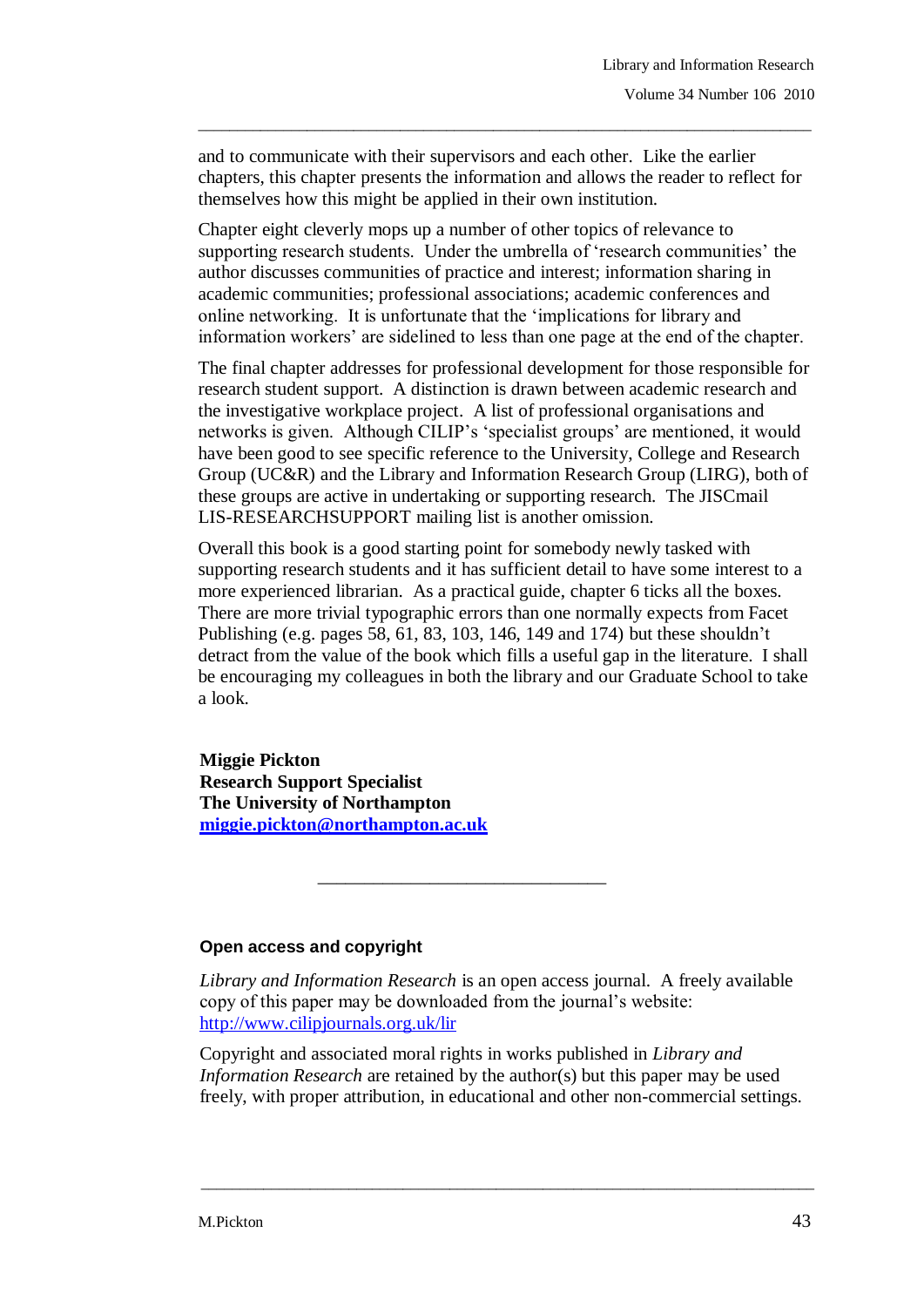and to communicate with their supervisors and each other. Like the earlier chapters, this chapter presents the information and allows the reader to reflect for themselves how this might be applied in their own institution.

Chapter eight cleverly mops up a number of other topics of relevance to supporting research students. Under the umbrella of 'research communities' the author discusses communities of practice and interest; information sharing in academic communities; professional associations; academic conferences and online networking. It is unfortunate that the 'implications for library and information workers' are sidelined to less than one page at the end of the chapter.

The final chapter addresses for professional development for those responsible for research student support. A distinction is drawn between academic research and the investigative workplace project. A list of professional organisations and networks is given. Although CILIP's 'specialist groups' are mentioned, it would have been good to see specific reference to the University, College and Research Group (UC&R) and the Library and Information Research Group (LIRG), both of these groups are active in undertaking or supporting research. The JISCmail LIS-RESEARCHSUPPORT mailing list is another omission.

Overall this book is a good starting point for somebody newly tasked with supporting research students and it has sufficient detail to have some interest to a more experienced librarian. As a practical guide, chapter 6 ticks all the boxes. There are more trivial typographic errors than one normally expects from Facet Publishing (e.g. pages 58, 61, 83, 103, 146, 149 and 174) but these shouldn't detract from the value of the book which fills a useful gap in the literature. I shall be encouraging my colleagues in both the library and our Graduate School to take a look.

**Miggie Pickton**
**Research Support Specialist**
**The University of Northampton**
**miggie.pickton@northampton.ac.uk**

---

### Open access and copyright

*Library and Information Research* is an open access journal. A freely available copy of this paper may be downloaded from the journal's website: http://www.cilipjournals.org.uk/lir

Copyright and associated moral rights in works published in *Library and Information Research* are retained by the author(s) but this paper may be used freely, with proper attribution, in educational and other non-commercial settings.